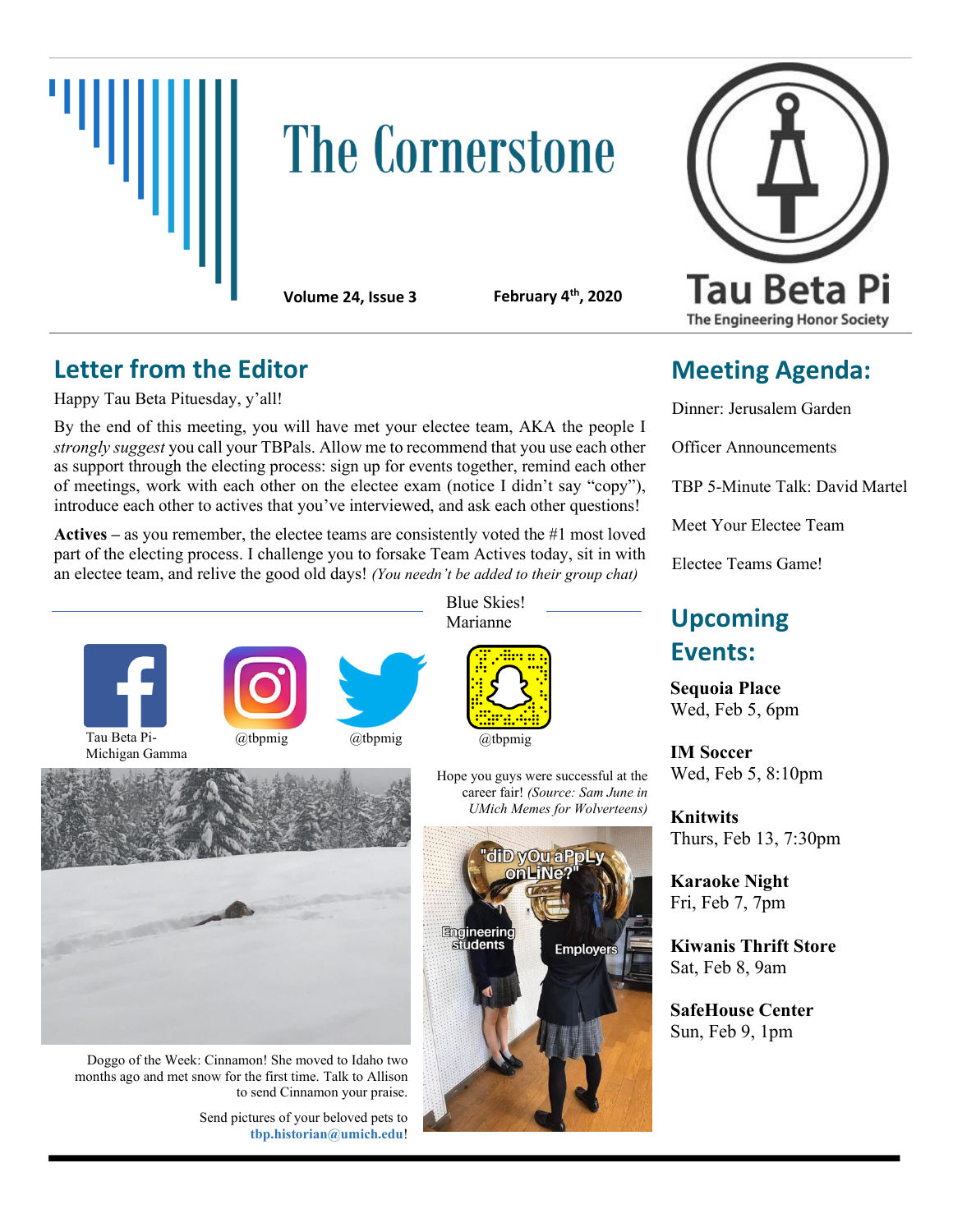# The Cornerstone

**Volume 24, Issue 3** **February 4th, 2020**

Tau Beta Pi
The Engineering Honor Society

## Letter from the Editor

Happy Tau Beta Pituesday, y'all!

By the end of this meeting, you will have met your electee team, AKA the people I *strongly suggest* you call your TBPals. Allow me to recommend that you use each other as support through the electing process: sign up for events together, remind each other of meetings, work with each other on the electee exam (notice I didn't say "copy"), introduce each other to actives that you've interviewed, and ask each other questions!

**Actives –** as you remember, the electee teams are consistently voted the #1 most loved part of the electing process. I challenge you to forsake Team Actives today, sit in with an electee team, and relive the good old days! *(You needn't be added to their group chat)*

Blue Skies!
Marianne

Tau Beta Pi-Michigan Gamma

@tbpmig

@tbpmig

@tbpmig

Doggo of the Week: Cinnamon! She moved to Idaho two months ago and met snow for the first time. Talk to Allison to send Cinnamon your praise.

Send pictures of your beloved pets to **tbp.historian@umich.edu**!

Hope you guys were successful at the career fair! *(Source: Sam June in UMich Memes for Wolverteens)*

"diD yOu aPpLy onLiNe?"

Engineering students

Employers

## Meeting Agenda:

Dinner: Jerusalem Garden

Officer Announcements

TBP 5-Minute Talk: David Martel

Meet Your Electee Team

Electee Teams Game!

## Upcoming Events:

**Sequoia Place**
Wed, Feb 5, 6pm

**IM Soccer**
Wed, Feb 5, 8:10pm

**Knitwits**
Thurs, Feb 13, 7:30pm

**Karaoke Night**
Fri, Feb 7, 7pm

**Kiwanis Thrift Store**
Sat, Feb 8, 9am

**SafeHouse Center**
Sun, Feb 9, 1pm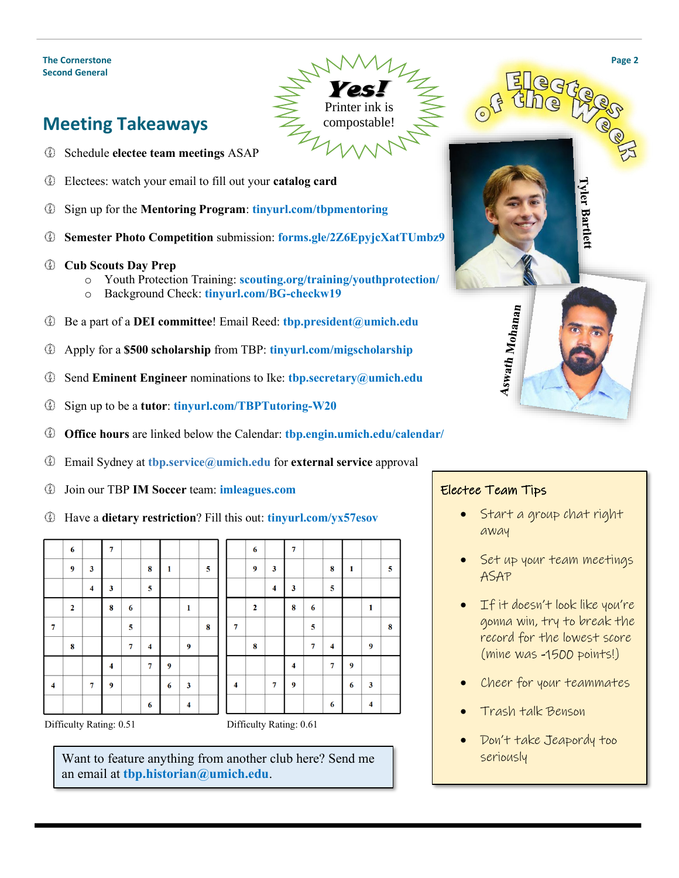## Meeting Takeaways

- Schedule **electee team meetings** ASAP
- Electees: watch your email to fill out your **catalog card**
- Sign up for the **Mentoring Program**: **tinyurl.com/tbpmentoring**
- **Semester Photo Competition** submission: **forms.gle/2Z6EpyjcXatTUmbz9**
- **Cub Scouts Day Prep**
  - Youth Protection Training: **scouting.org/training/youthprotection/**
  - Background Check: **tinyurl.com/BG-checkw19**
- Be a part of a **DEI committee**! Email Reed: **tbp.president@umich.edu**
- Apply for a **$500 scholarship** from TBP: **tinyurl.com/migscholarship**
- Send **Eminent Engineer** nominations to Ike: **tbp.secretary@umich.edu**
- Sign up to be a **tutor**: **tinyurl.com/TBPTutoring-W20**
- **Office hours** are linked below the Calendar: **tbp.engin.umich.edu/calendar/**
- Email Sydney at **tbp.service@umich.edu** for **external service** approval
- Join our TBP **IM Soccer** team: **imleagues.com**
- Have a **dietary restriction**? Fill this out: **tinyurl.com/yx57esov**

**Yes!** Printer ink is compostable!

## Electees of the Week

Tyler Bartlett

Aswath Mohanan

| | | | | | | | | |
|---|---|---|---|---|---|---|---|---|
| | 6 | | 7 | | | | | |
| | 9 | 3 | | | 8 | 1 | | 5 |
| | | 4 | 3 | | 5 | | | |
| | 2 | | 8 | 6 | | | 1 | |
| 7 | | | | 5 | | | | 8 |
| | 8 | | | 7 | 4 | | 9 | |
| | | | 4 | | 7 | 9 | | |
| 4 | | 7 | 9 | | | 6 | 3 | |
| | | | | | 6 | | 4 | |

Difficulty Rating: 0.51

| | | | | | | | | |
|---|---|---|---|---|---|---|---|---|
| | 6 | | 7 | | | | | |
| | 9 | 3 | | | 8 | 1 | | 5 |
| | | 4 | 3 | | 5 | | | |
| | 2 | | 8 | 6 | | | 1 | |
| 7 | | | | 5 | | | | 8 |
| | 8 | | | 7 | 4 | | 9 | |
| | | | 4 | | 7 | 9 | | |
| 4 | | 7 | 9 | | | 6 | 3 | |
| | | | | | 6 | | 4 | |

Difficulty Rating: 0.61

Want to feature anything from another club here? Send me an email at **tbp.historian@umich.edu**.

### Electee Team Tips

- Start a group chat right away
- Set up your team meetings ASAP
- If it doesn't look like you're gonna win, try to break the record for the lowest score (mine was -1500 points!)
- Cheer for your teammates
- Trash talk Benson
- Don't take Jeapordy too seriously